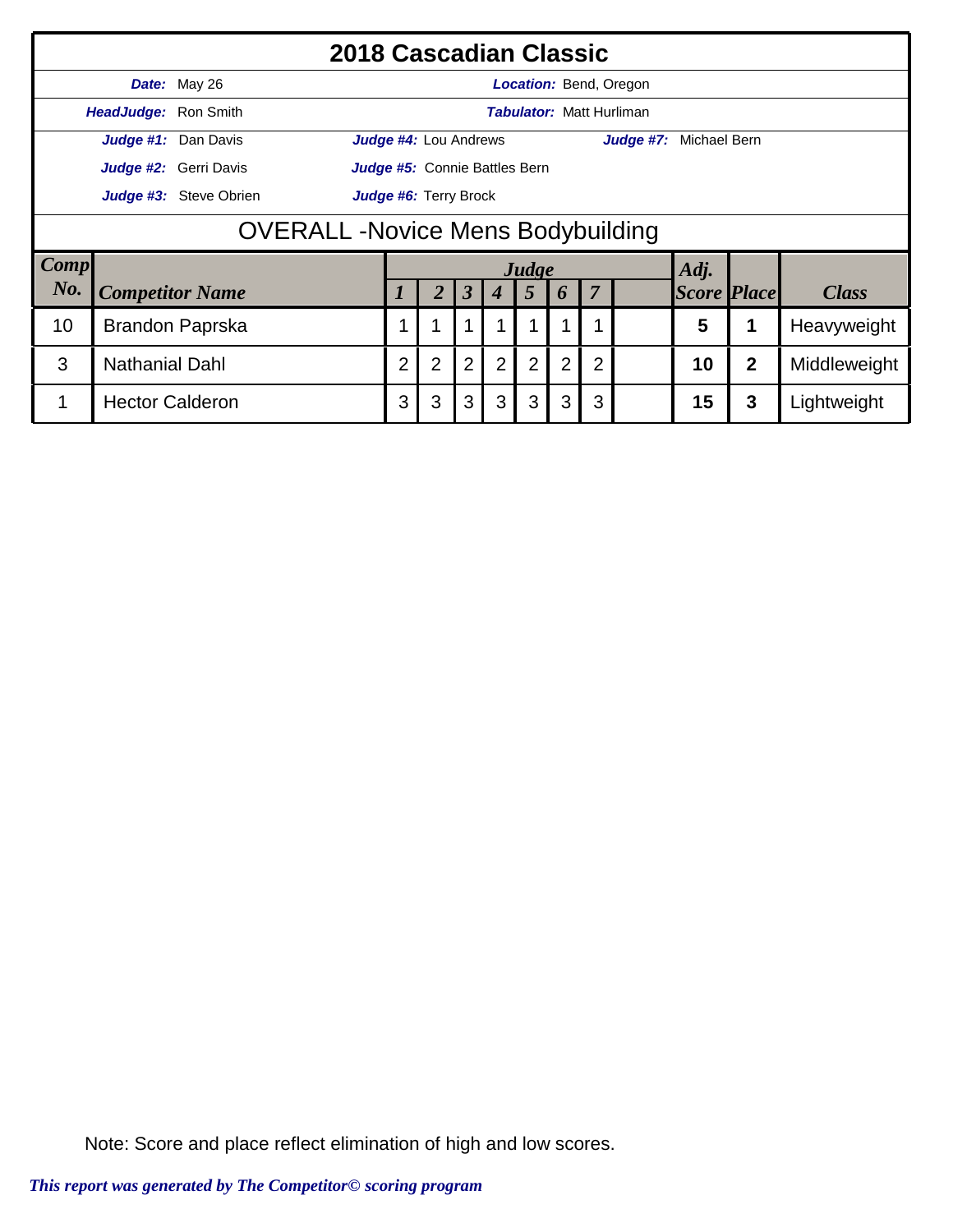# 2018 Cascadian Classic

**Date:** May 26 **Location:** Bend, Oregon

**HeadJudge:** Ron Smith **Tabulator:** Matt Hurliman

**Judge #1:** Dan Davis **Judge #4:** Lou Andrews **Judge #7:** Michael Bern

**Judge #2:** Gerri Davis **Judge #5:** Connie Battles Bern

**Judge #3:** Steve Obrien **Judge #6:** Terry Brock

## OVERALL -Novice Mens Bodybuilding

| Comp No. | Competitor Name | Judge 1 | 2 | 3 | 4 | 5 | 6 | 7 | | Adj. Score | Place | Class |
|---|---|---|---|---|---|---|---|---|---|---|---|---|
| 10 | Brandon Paprska | 1 | 1 | 1 | 1 | 1 | 1 | 1 | | **5** | **1** | Heavyweight |
| 3 | Nathanial Dahl | 2 | 2 | 2 | 2 | 2 | 2 | 2 | | **10** | **2** | Middleweight |
| 1 | Hector Calderon | 3 | 3 | 3 | 3 | 3 | 3 | 3 | | **15** | **3** | Lightweight |

Note: Score and place reflect elimination of high and low scores.

*This report was generated by The Competitor© scoring program*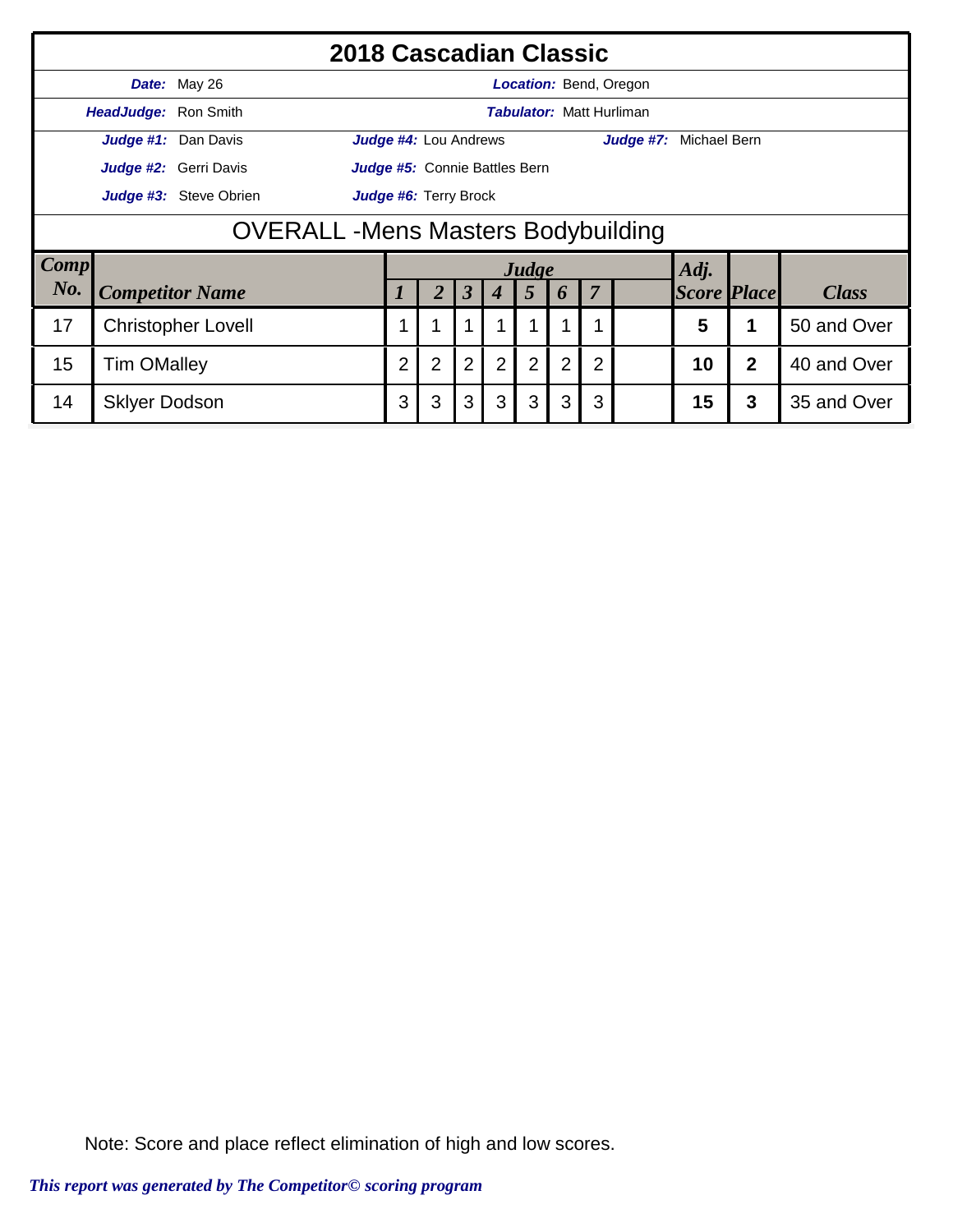# 2018 Cascadian Classic

**Date:** May 26 **Location:** Bend, Oregon

**HeadJudge:** Ron Smith **Tabulator:** Matt Hurliman

**Judge #1:** Dan Davis **Judge #4:** Lou Andrews **Judge #7:** Michael Bern

**Judge #2:** Gerri Davis **Judge #5:** Connie Battles Bern

**Judge #3:** Steve Obrien **Judge #6:** Terry Brock

## OVERALL -Mens Masters Bodybuilding

| Comp No. | Competitor Name | Judge 1 | 2 | 3 | 4 | 5 | 6 | 7 | | Adj. Score | Place | Class |
|---|---|---|---|---|---|---|---|---|---|---|---|---|
| 17 | Christopher Lovell | 1 | 1 | 1 | 1 | 1 | 1 | 1 | | **5** | **1** | 50 and Over |
| 15 | Tim OMalley | 2 | 2 | 2 | 2 | 2 | 2 | 2 | | **10** | **2** | 40 and Over |
| 14 | Sklyer Dodson | 3 | 3 | 3 | 3 | 3 | 3 | 3 | | **15** | **3** | 35 and Over |

Note: Score and place reflect elimination of high and low scores.

*This report was generated by The Competitor© scoring program*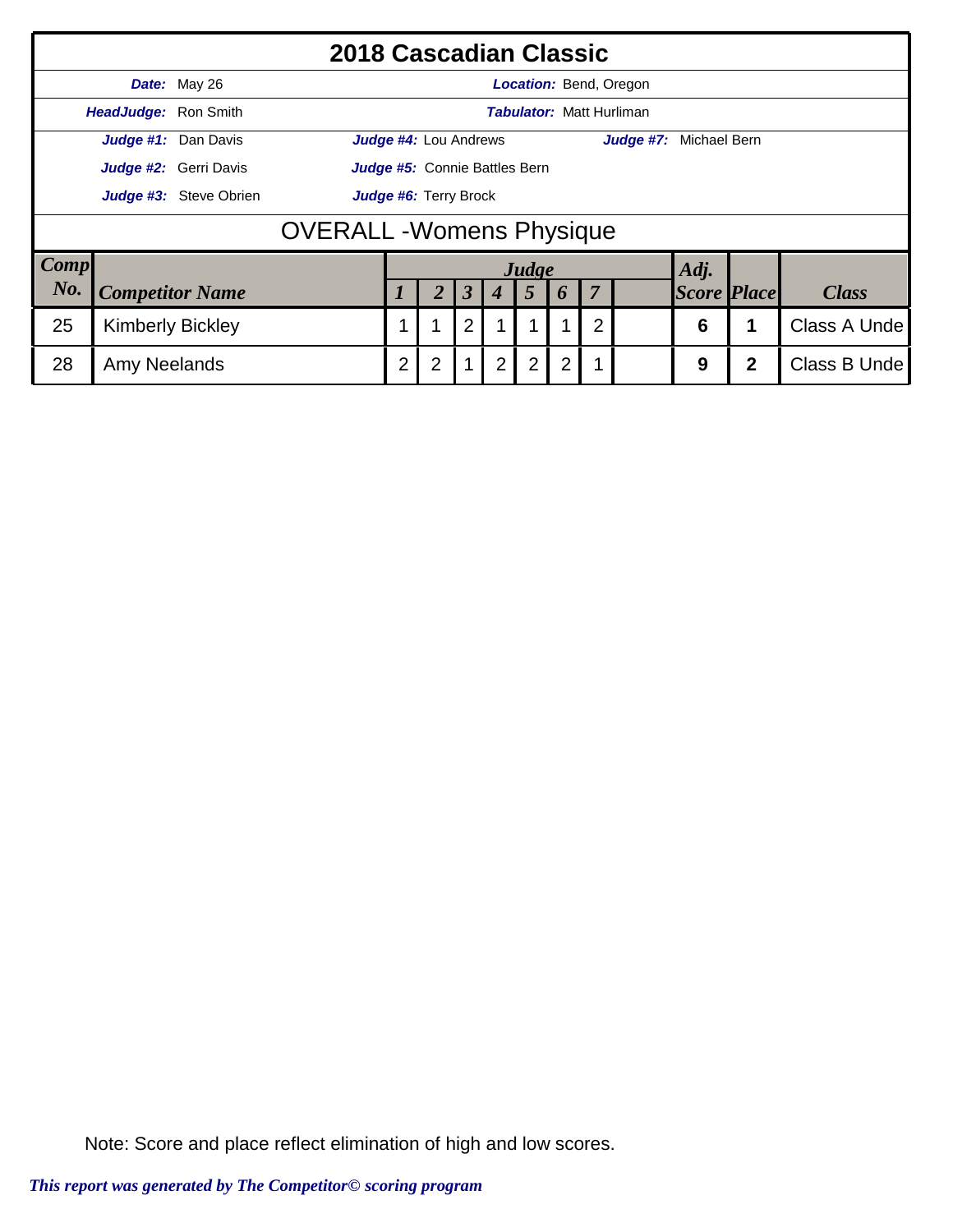# 2018 Cascadian Classic

**Date:** May 26 **Location:** Bend, Oregon

**HeadJudge:** Ron Smith **Tabulator:** Matt Hurliman

**Judge #1:** Dan Davis **Judge #4:** Lou Andrews **Judge #7:** Michael Bern

**Judge #2:** Gerri Davis **Judge #5:** Connie Battles Bern

**Judge #3:** Steve Obrien **Judge #6:** Terry Brock

## OVERALL -Womens Physique

| Comp No. | Competitor Name | Judge 1 | 2 | 3 | 4 | 5 | 6 | 7 | | Adj. Score | Place | Class |
|---|---|---|---|---|---|---|---|---|---|---|---|---|
| 25 | Kimberly Bickley | 1 | 1 | 2 | 1 | 1 | 1 | 2 | | 6 | 1 | Class A Unde |
| 28 | Amy Neelands | 2 | 2 | 1 | 2 | 2 | 2 | 1 | | 9 | 2 | Class B Unde |

Note: Score and place reflect elimination of high and low scores.

*This report was generated by The Competitor© scoring program*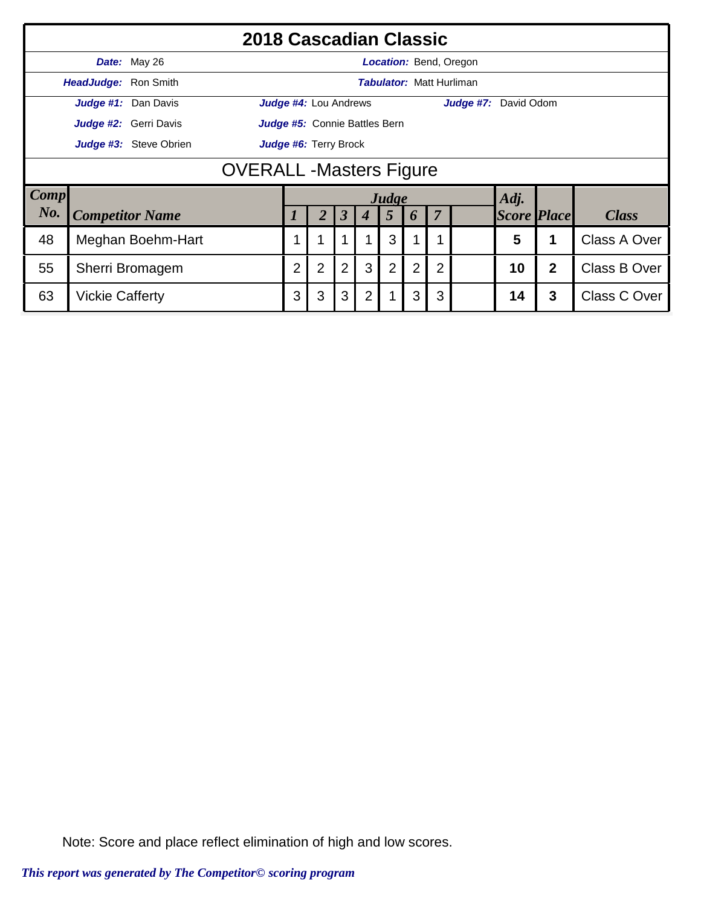# 2018 Cascadian Classic

**Date:** May 26 | **Location:** Bend, Oregon

**HeadJudge:** Ron Smith | **Tabulator:** Matt Hurliman

**Judge #1:** Dan Davis | **Judge #4:** Lou Andrews | **Judge #7:** David Odom

**Judge #2:** Gerri Davis | **Judge #5:** Connie Battles Bern

**Judge #3:** Steve Obrien | **Judge #6:** Terry Brock

## OVERALL -Masters Figure

| Comp No. | Competitor Name | Judge 1 | 2 | 3 | 4 | 5 | 6 | 7 | | Adj. Score | Place | Class |
|---|---|---|---|---|---|---|---|---|---|---|---|---|
| 48 | Meghan Boehm-Hart | 1 | 1 | 1 | 1 | 3 | 1 | 1 | | **5** | **1** | Class A Over |
| 55 | Sherri Bromagem | 2 | 2 | 2 | 3 | 2 | 2 | 2 | | **10** | **2** | Class B Over |
| 63 | Vickie Cafferty | 3 | 3 | 3 | 2 | 1 | 3 | 3 | | **14** | **3** | Class C Over |

Note: Score and place reflect elimination of high and low scores.

*This report was generated by The Competitor© scoring program*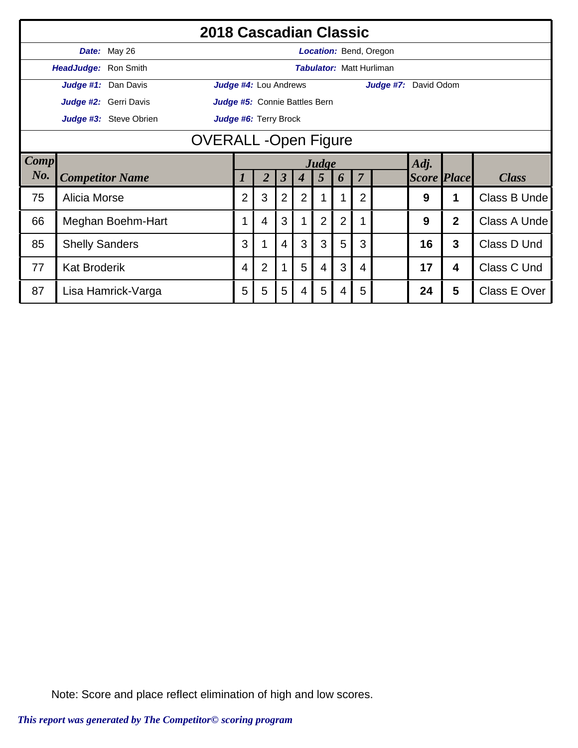# 2018 Cascadian Classic

| | | | |
|---|---|---|---|
| ***Date:*** May 26 | | ***Location:*** Bend, Oregon | |
| ***HeadJudge:*** Ron Smith | | ***Tabulator:*** Matt Hurliman | |
| ***Judge #1:*** Dan Davis | ***Judge #4:*** Lou Andrews | ***Judge #7:*** David Odom | |
| ***Judge #2:*** Gerri Davis | ***Judge #5:*** Connie Battles Bern | | |
| ***Judge #3:*** Steve Obrien | ***Judge #6:*** Terry Brock | | |

## OVERALL -Open Figure

| *Comp No.* | *Competitor Name* | *Judge 1* | *2* | *3* | *4* | *5* | *6* | *7* | | *Adj. Score* | *Place* | *Class* |
|---|---|---|---|---|---|---|---|---|---|---|---|---|
| 75 | Alicia Morse | 2 | 3 | 2 | 2 | 1 | 1 | 2 | | **9** | **1** | Class B Unde |
| 66 | Meghan Boehm-Hart | 1 | 4 | 3 | 1 | 2 | 2 | 1 | | **9** | **2** | Class A Unde |
| 85 | Shelly Sanders | 3 | 1 | 4 | 3 | 3 | 5 | 3 | | **16** | **3** | Class D Und |
| 77 | Kat Broderik | 4 | 2 | 1 | 5 | 4 | 3 | 4 | | **17** | **4** | Class C Und |
| 87 | Lisa Hamrick-Varga | 5 | 5 | 5 | 4 | 5 | 4 | 5 | | **24** | **5** | Class E Over |

Note: Score and place reflect elimination of high and low scores.

*This report was generated by The Competitor© scoring program*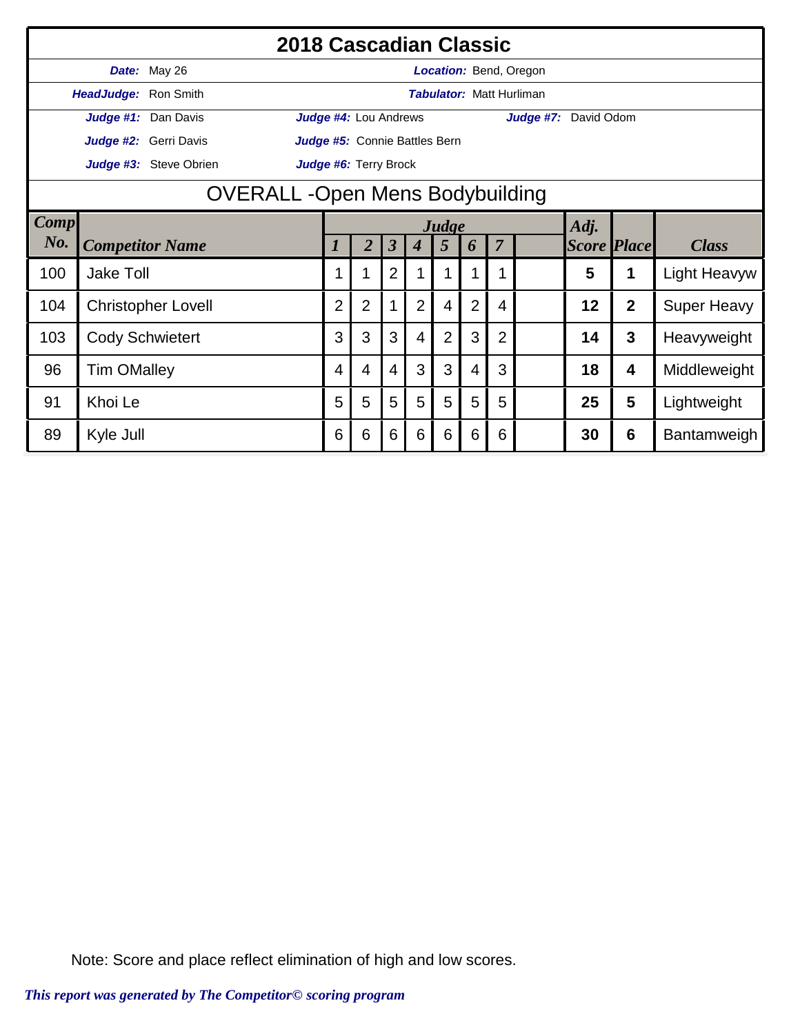# 2018 Cascadian Classic

**Date:** May 26 | **Location:** Bend, Oregon

**HeadJudge:** Ron Smith | **Tabulator:** Matt Hurliman

**Judge #1:** Dan Davis | **Judge #4:** Lou Andrews | **Judge #7:** David Odom

**Judge #2:** Gerri Davis | **Judge #5:** Connie Battles Bern

**Judge #3:** Steve Obrien | **Judge #6:** Terry Brock

## OVERALL -Open Mens Bodybuilding

| Comp No. | Competitor Name | Judge 1 | 2 | 3 | 4 | 5 | 6 | 7 | | Adj. Score | Place | Class |
|---|---|---|---|---|---|---|---|---|---|---|---|---|
| 100 | Jake Toll | 1 | 1 | 2 | 1 | 1 | 1 | 1 | | **5** | **1** | Light Heavyw |
| 104 | Christopher Lovell | 2 | 2 | 1 | 2 | 4 | 2 | 4 | | **12** | **2** | Super Heavy |
| 103 | Cody Schwietert | 3 | 3 | 3 | 4 | 2 | 3 | 2 | | **14** | **3** | Heavyweight |
| 96 | Tim OMalley | 4 | 4 | 4 | 3 | 3 | 4 | 3 | | **18** | **4** | Middleweight |
| 91 | Khoi Le | 5 | 5 | 5 | 5 | 5 | 5 | 5 | | **25** | **5** | Lightweight |
| 89 | Kyle Jull | 6 | 6 | 6 | 6 | 6 | 6 | 6 | | **30** | **6** | Bantamweigh |

Note: Score and place reflect elimination of high and low scores.

*This report was generated by The Competitor© scoring program*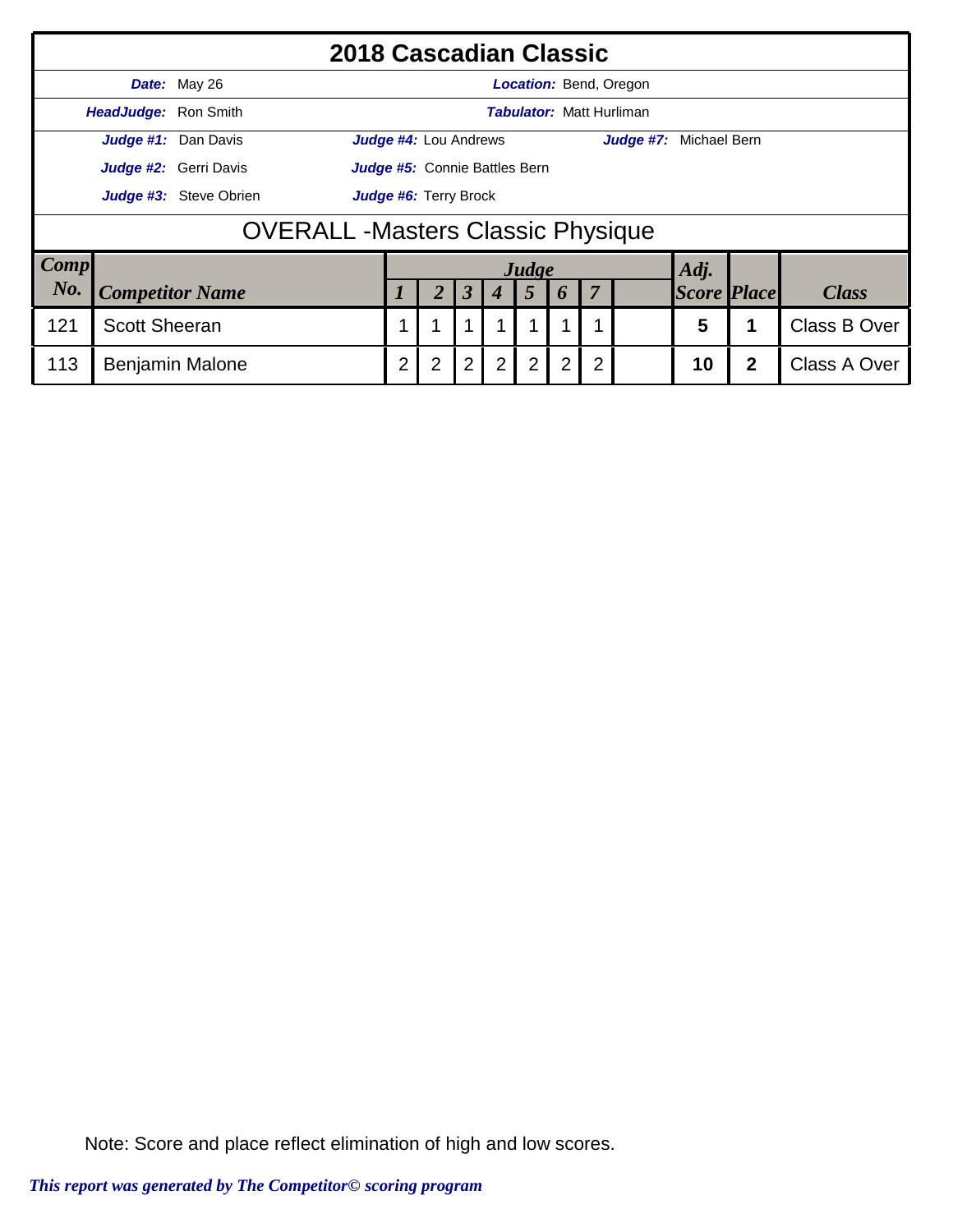# 2018 Cascadian Classic

**Date:** May 26 | **Location:** Bend, Oregon

**HeadJudge:** Ron Smith | **Tabulator:** Matt Hurliman

**Judge #1:** Dan Davis | **Judge #4:** Lou Andrews | **Judge #7:** Michael Bern

**Judge #2:** Gerri Davis | **Judge #5:** Connie Battles Bern

**Judge #3:** Steve Obrien | **Judge #6:** Terry Brock

## OVERALL -Masters Classic Physique

| Comp No. | Competitor Name | Judge 1 | 2 | 3 | 4 | 5 | 6 | 7 | | Adj. Score | Place | Class |
|---|---|---|---|---|---|---|---|---|---|---|---|---|
| 121 | Scott Sheeran | 1 | 1 | 1 | 1 | 1 | 1 | 1 | | **5** | **1** | Class B Over |
| 113 | Benjamin Malone | 2 | 2 | 2 | 2 | 2 | 2 | 2 | | **10** | **2** | Class A Over |

Note: Score and place reflect elimination of high and low scores.

*This report was generated by The Competitor© scoring program*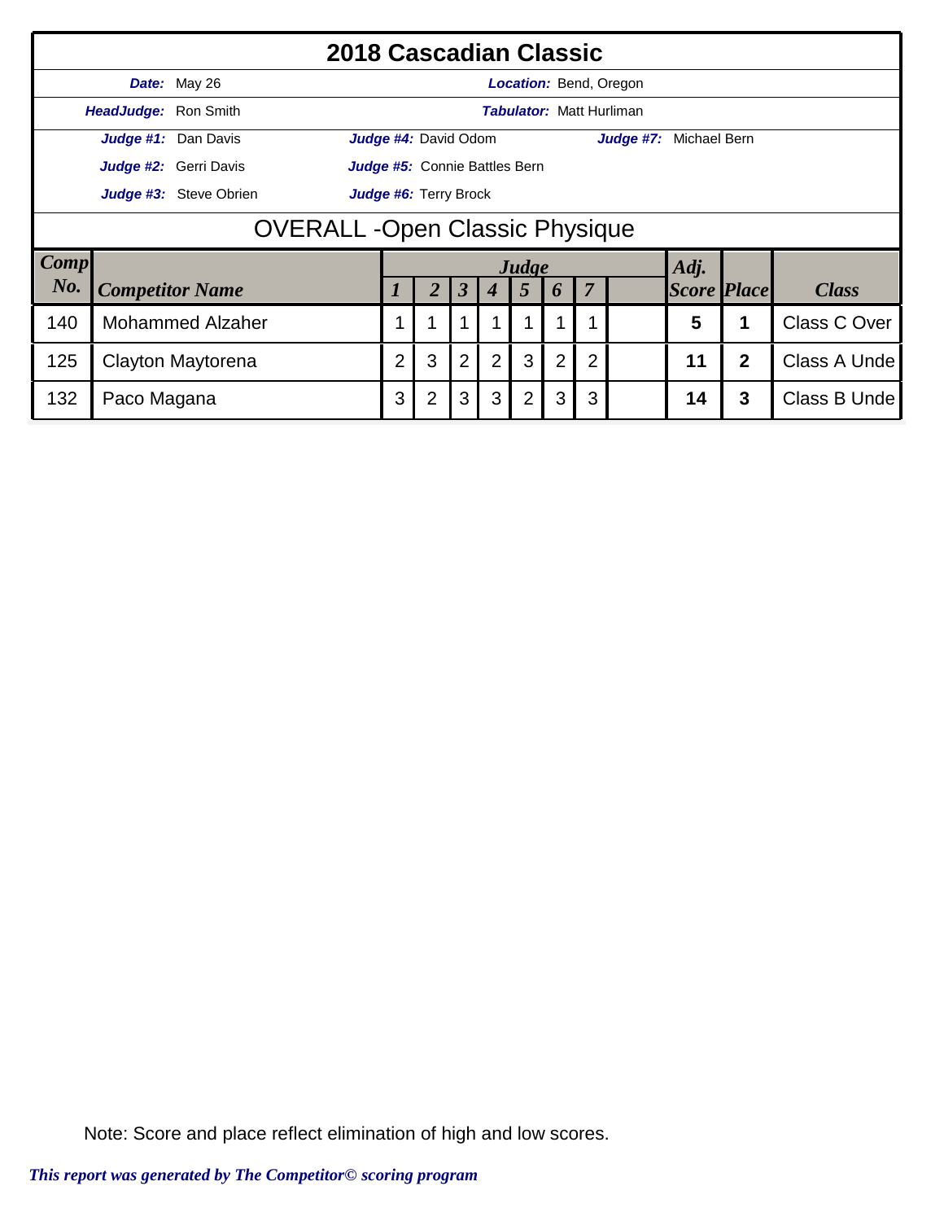# 2018 Cascadian Classic

**Date:** May 26 **Location:** Bend, Oregon

**HeadJudge:** Ron Smith **Tabulator:** Matt Hurliman

**Judge #1:** Dan Davis **Judge #4:** David Odom **Judge #7:** Michael Bern

**Judge #2:** Gerri Davis **Judge #5:** Connie Battles Bern

**Judge #3:** Steve Obrien **Judge #6:** Terry Brock

## OVERALL -Open Classic Physique

| Comp No. | Competitor Name | Judge 1 | 2 | 3 | 4 | 5 | 6 | 7 | | Adj. Score | Place | Class |
|---|---|---|---|---|---|---|---|---|---|---|---|---|
| 140 | Mohammed Alzaher | 1 | 1 | 1 | 1 | 1 | 1 | 1 | | **5** | **1** | Class C Over |
| 125 | Clayton Maytorena | 2 | 3 | 2 | 2 | 3 | 2 | 2 | | **11** | **2** | Class A Unde |
| 132 | Paco Magana | 3 | 2 | 3 | 3 | 2 | 3 | 3 | | **14** | **3** | Class B Unde |

Note: Score and place reflect elimination of high and low scores.

*This report was generated by The Competitor© scoring program*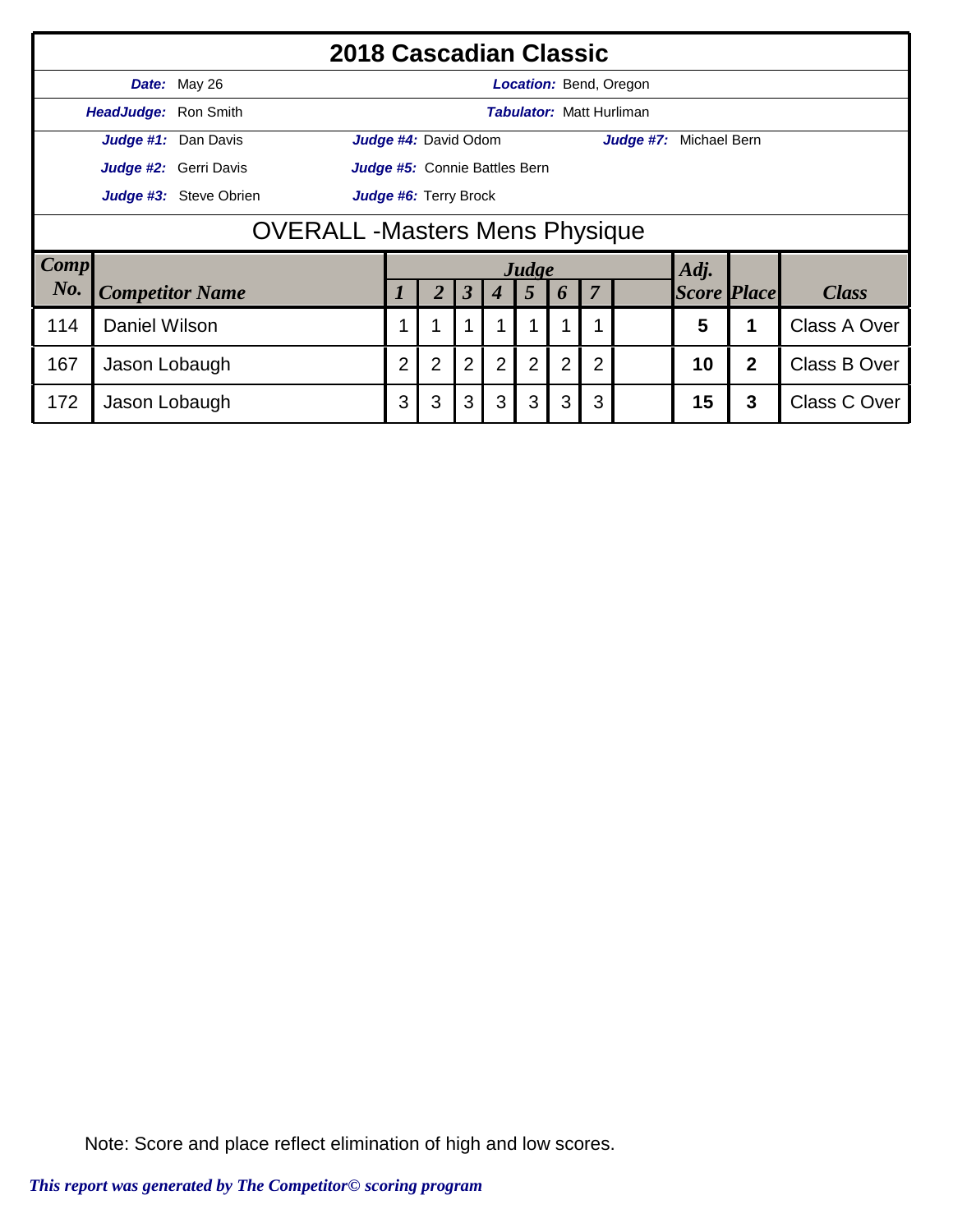# 2018 Cascadian Classic

**Date:** May 26 **Location:** Bend, Oregon

**HeadJudge:** Ron Smith **Tabulator:** Matt Hurliman

**Judge #1:** Dan Davis **Judge #4:** David Odom **Judge #7:** Michael Bern

**Judge #2:** Gerri Davis **Judge #5:** Connie Battles Bern

**Judge #3:** Steve Obrien **Judge #6:** Terry Brock

## OVERALL -Masters Mens Physique

| Comp No. | Competitor Name | Judge 1 | Judge 2 | Judge 3 | Judge 4 | Judge 5 | Judge 6 | Judge 7 | | Adj. Score | Place | Class |
|---|---|---|---|---|---|---|---|---|---|---|---|---|
| 114 | Daniel Wilson | 1 | 1 | 1 | 1 | 1 | 1 | 1 | | **5** | **1** | Class A Over |
| 167 | Jason Lobaugh | 2 | 2 | 2 | 2 | 2 | 2 | 2 | | **10** | **2** | Class B Over |
| 172 | Jason Lobaugh | 3 | 3 | 3 | 3 | 3 | 3 | 3 | | **15** | **3** | Class C Over |

Note: Score and place reflect elimination of high and low scores.

*This report was generated by The Competitor© scoring program*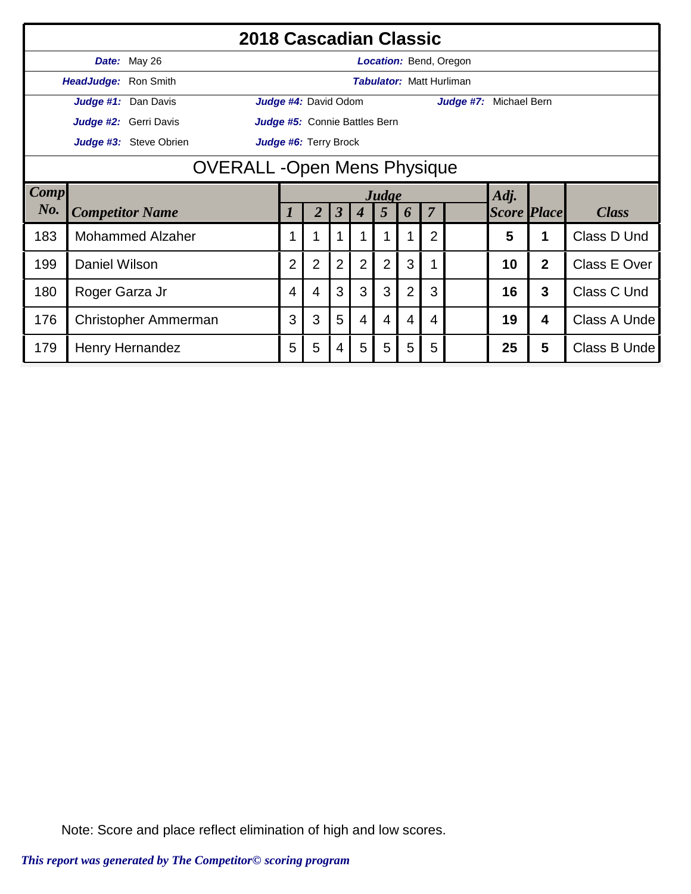# 2018 Cascadian Classic

**Date:** May 26 | **Location:** Bend, Oregon

**HeadJudge:** Ron Smith | **Tabulator:** Matt Hurliman

**Judge #1:** Dan Davis | **Judge #4:** David Odom | **Judge #7:** Michael Bern

**Judge #2:** Gerri Davis | **Judge #5:** Connie Battles Bern

**Judge #3:** Steve Obrien | **Judge #6:** Terry Brock

## OVERALL -Open Mens Physique

| Comp No. | Competitor Name | Judge 1 | 2 | 3 | 4 | 5 | 6 | 7 | | Adj. Score | Place | Class |
|---|---|---|---|---|---|---|---|---|---|---|---|---|
| 183 | Mohammed Alzaher | 1 | 1 | 1 | 1 | 1 | 1 | 2 | | **5** | **1** | Class D Und |
| 199 | Daniel Wilson | 2 | 2 | 2 | 2 | 2 | 3 | 1 | | **10** | **2** | Class E Over |
| 180 | Roger Garza Jr | 4 | 4 | 3 | 3 | 3 | 2 | 3 | | **16** | **3** | Class C Und |
| 176 | Christopher Ammerman | 3 | 3 | 5 | 4 | 4 | 4 | 4 | | **19** | **4** | Class A Unde |
| 179 | Henry Hernandez | 5 | 5 | 4 | 5 | 5 | 5 | 5 | | **25** | **5** | Class B Unde |

Note: Score and place reflect elimination of high and low scores.

*This report was generated by The Competitor© scoring program*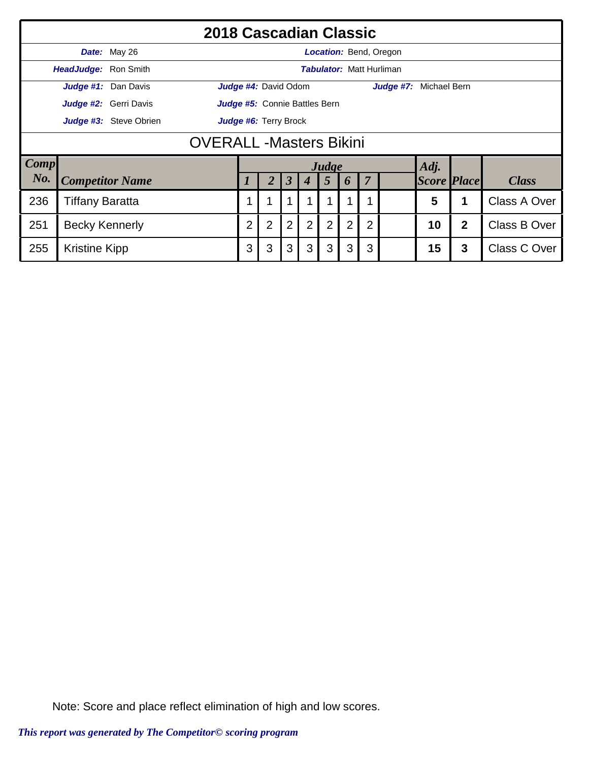# 2018 Cascadian Classic

**Date:** May 26 | **Location:** Bend, Oregon

**HeadJudge:** Ron Smith | **Tabulator:** Matt Hurliman

**Judge #1:** Dan Davis | **Judge #4:** David Odom | **Judge #7:** Michael Bern

**Judge #2:** Gerri Davis | **Judge #5:** Connie Battles Bern

**Judge #3:** Steve Obrien | **Judge #6:** Terry Brock

## OVERALL -Masters Bikini

| Comp No. | Competitor Name | Judge 1 | 2 | 3 | 4 | 5 | 6 | 7 | | Adj. Score | Place | Class |
|---|---|---|---|---|---|---|---|---|---|---|---|---|
| 236 | Tiffany Baratta | 1 | 1 | 1 | 1 | 1 | 1 | 1 | | 5 | 1 | Class A Over |
| 251 | Becky Kennerly | 2 | 2 | 2 | 2 | 2 | 2 | 2 | | 10 | 2 | Class B Over |
| 255 | Kristine Kipp | 3 | 3 | 3 | 3 | 3 | 3 | 3 | | 15 | 3 | Class C Over |

Note: Score and place reflect elimination of high and low scores.

*This report was generated by The Competitor© scoring program*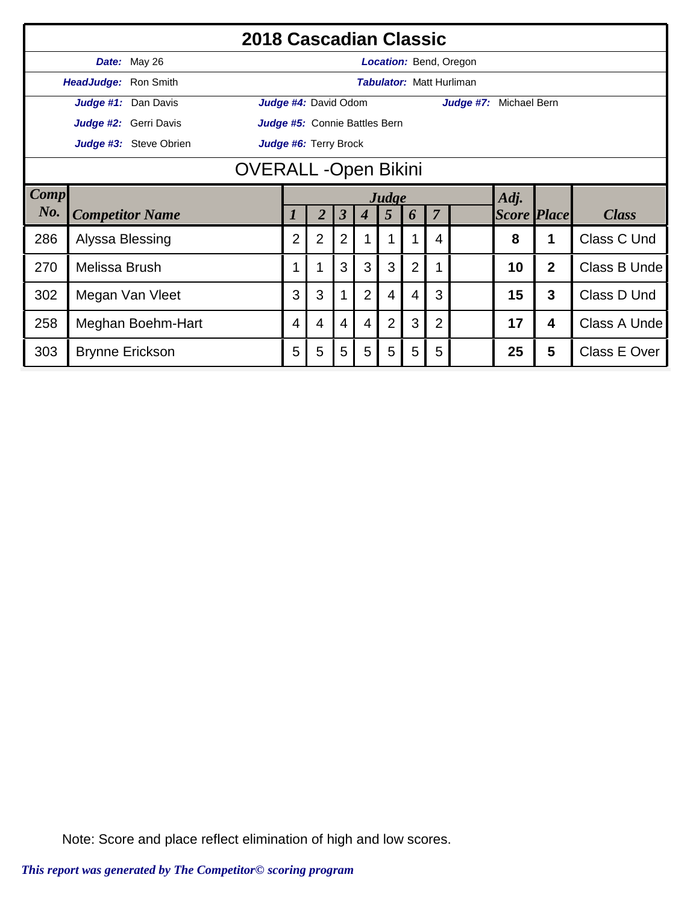# 2018 Cascadian Classic

**Date:** May 26 | **Location:** Bend, Oregon

**HeadJudge:** Ron Smith | **Tabulator:** Matt Hurliman

**Judge #1:** Dan Davis | **Judge #4:** David Odom | **Judge #7:** Michael Bern

**Judge #2:** Gerri Davis | **Judge #5:** Connie Battles Bern

**Judge #3:** Steve Obrien | **Judge #6:** Terry Brock

## OVERALL -Open Bikini

| Comp No. | Competitor Name | Judge 1 | 2 | 3 | 4 | 5 | 6 | 7 | | Adj. Score | Place | Class |
|---|---|---|---|---|---|---|---|---|---|---|---|---|
| 286 | Alyssa Blessing | 2 | 2 | 2 | 1 | 1 | 1 | 4 | | 8 | 1 | Class C Und |
| 270 | Melissa Brush | 1 | 1 | 3 | 3 | 3 | 2 | 1 | | 10 | 2 | Class B Unde |
| 302 | Megan Van Vleet | 3 | 3 | 1 | 2 | 4 | 4 | 3 | | 15 | 3 | Class D Und |
| 258 | Meghan Boehm-Hart | 4 | 4 | 4 | 4 | 2 | 3 | 2 | | 17 | 4 | Class A Unde |
| 303 | Brynne Erickson | 5 | 5 | 5 | 5 | 5 | 5 | 5 | | 25 | 5 | Class E Over |

Note: Score and place reflect elimination of high and low scores.

*This report was generated by The Competitor© scoring program*